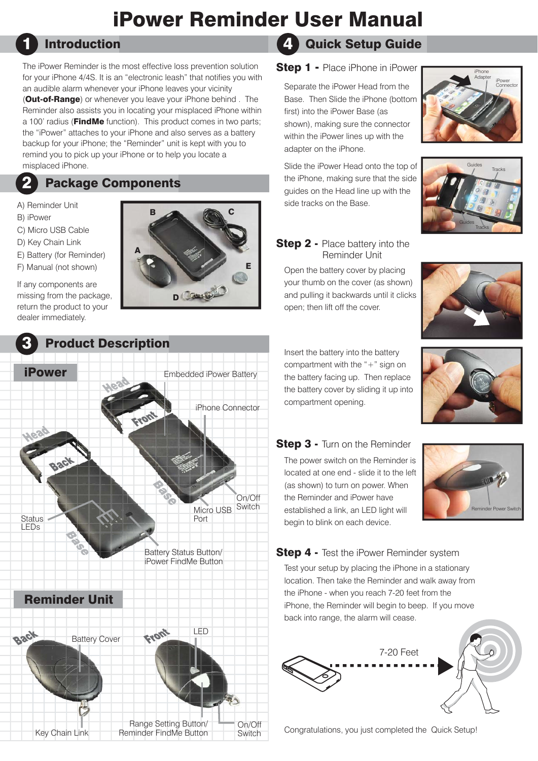# iPower Reminder User Manual

## 1 Introduction

The iPower Reminder is the most effective loss prevention solution for your iPhone 4/4S. It is an "electronic leash" that notifies you with an audible alarm whenever your iPhone leaves your vicinity (**Out-of-Range**) or whenever you leave your iPhone behind . The Reminder also assists you in locating your misplaced iPhone within a 100' radius (**FindMe** function). This product comes in two parts; the "iPower" attaches to your iPhone and also serves as a battery backup for your iPhone; the "Reminder" unit is kept with you to remind you to pick up your iPhone or to help you locate a misplaced iPhone.

## 2 Package Components

A) Reminder Unit
B) iPower
C) Micro USB Cable
D) Key Chain Link
E) Battery (for Reminder)
F) Manual (not shown)

If any components are missing from the package, return the product to your dealer immediately.

## 3 Product Description

### iPower

Embedded iPower Battery

iPhone Connector

Status LEDs

Micro USB Port

On/Off Switch

Battery Status Button/ iPower FindMe Button

### Reminder Unit

Battery Cover

LED

Key Chain Link

Range Setting Button/ Reminder FindMe Button

On/Off Switch

## 4 Quick Setup Guide

### Step 1 - Place iPhone in iPower

Separate the iPower Head from the Base. Then Slide the iPhone (bottom first) into the iPower Base (as shown), making sure the connector within the iPower lines up with the adapter on the iPhone.

Slide the iPower Head onto the top of the iPhone, making sure that the side guides on the Head line up with the side tracks on the Base.

### Step 2 - Place battery into the Reminder Unit

Open the battery cover by placing your thumb on the cover (as shown) and pulling it backwards until it clicks open; then lift off the cover.

Insert the battery into the battery compartment with the "+" sign on the battery facing up. Then replace the battery cover by sliding it up into compartment opening.

### Step 3 - Turn on the Reminder

The power switch on the Reminder is located at one end - slide it to the left (as shown) to turn on power. When the Reminder and iPower have established a link, an LED light will begin to blink on each device.

### Step 4 - Test the iPower Reminder system

Test your setup by placing the iPhone in a stationary location. Then take the Reminder and walk away from the iPhone - when you reach 7-20 feet from the iPhone, the Reminder will begin to beep. If you move back into range, the alarm will cease.

7-20 Feet

Congratulations, you just completed the Quick Setup!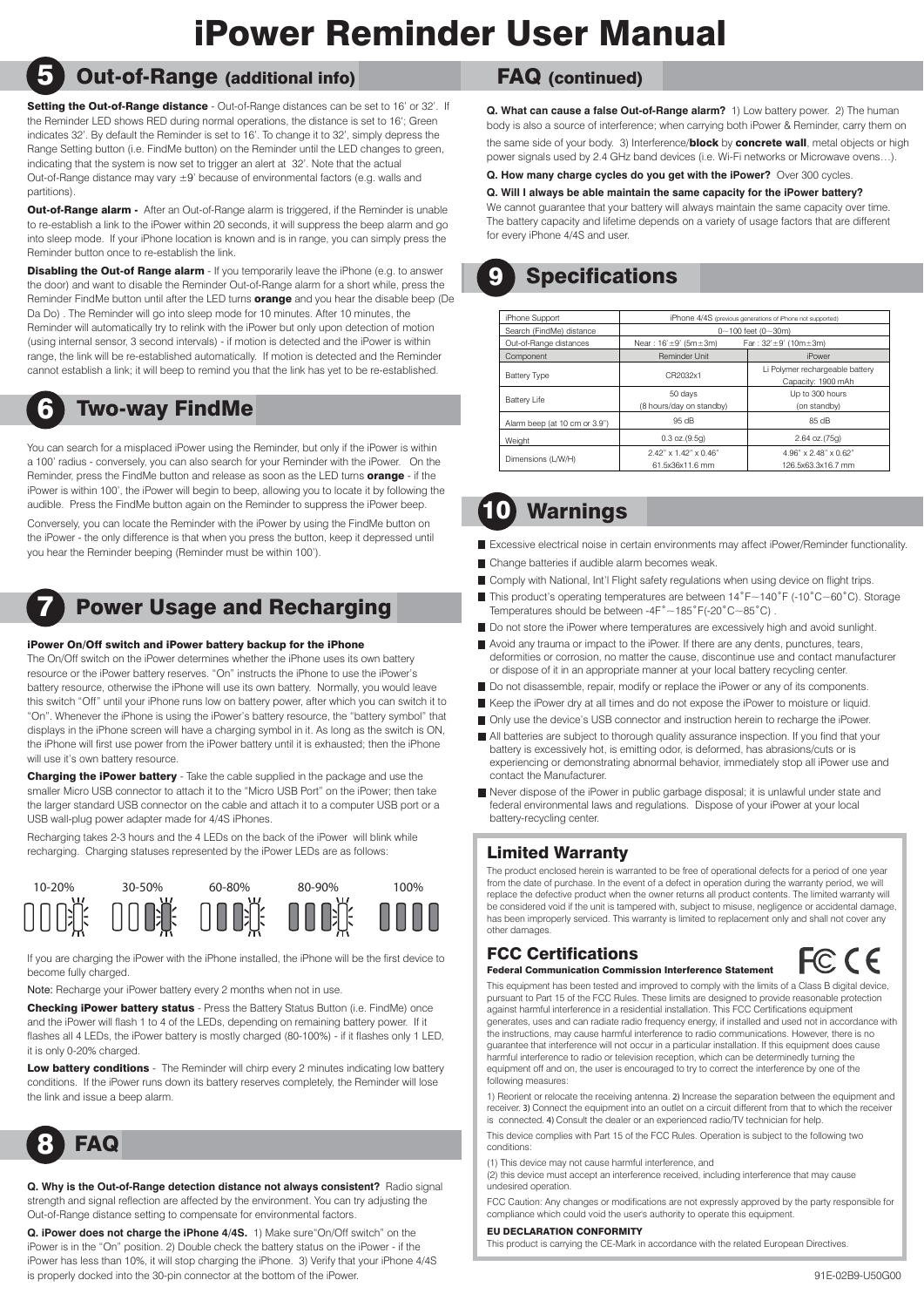# iPower Reminder User Manual

## 5 Out-of-Range (additional info)

**Setting the Out-of-Range distance** - Out-of-Range distances can be set to 16' or 32'. If the Reminder LED shows RED during normal operations, the distance is set to 16'; Green indicates 32'. By default the Reminder is set to 16'. To change it to 32', simply depress the Range Setting button (i.e. FindMe button) on the Reminder until the LED changes to green, indicating that the system is now set to trigger an alert at 32'. Note that the actual Out-of-Range distance may vary ±9' because of environmental factors (e.g. walls and partitions).

**Out-of-Range alarm -** After an Out-of-Range alarm is triggered, if the Reminder is unable to re-establish a link to the iPower within 20 seconds, it will suppress the beep alarm and go into sleep mode. If your iPhone location is known and is in range, you can simply press the Reminder button once to re-establish the link.

**Disabling the Out-of Range alarm** - If you temporarily leave the iPhone (e.g. to answer the door) and want to disable the Reminder Out-of-Range alarm for a short while, press the Reminder FindMe button until after the LED turns **orange** and you hear the disable beep (De Da Do) . The Reminder will go into sleep mode for 10 minutes. After 10 minutes, the Reminder will automatically try to relink with the iPower but only upon detection of motion (using internal sensor, 3 second intervals) - if motion is detected and the iPower is within range, the link will be re-established automatically. If motion is detected and the Reminder cannot establish a link; it will beep to remind you that the link has yet to be re-established.

## 6 Two-way FindMe

You can search for a misplaced iPower using the Reminder, but only if the iPower is within a 100' radius - conversely, you can also search for your Reminder with the iPower. On the Reminder, press the FindMe button and release as soon as the LED turns **orange** - if the iPower is within 100', the iPower will begin to beep, allowing you to locate it by following the audible. Press the FindMe button again on the Reminder to suppress the iPower beep.

Conversely, you can locate the Reminder with the iPower by using the FindMe button on the iPower - the only difference is that when you press the button, keep it depressed until you hear the Reminder beeping (Reminder must be within 100').

## 7 Power Usage and Recharging

**iPower On/Off switch and iPower battery backup for the iPhone**

The On/Off switch on the iPower determines whether the iPhone uses its own battery resource or the iPower battery reserves. "On" instructs the iPhone to use the iPower's battery resource, otherwise the iPhone will use its own battery. Normally, you would leave this switch "Off" until your iPhone runs low on battery power, after which you can switch it to "On". Whenever the iPhone is using the iPower's battery resource, the "battery symbol" that displays in the iPhone screen will have a charging symbol in it. As long as the switch is ON, the iPhone will first use power from the iPower battery until it is exhausted; then the iPhone will use it's own battery resource.

**Charging the iPower battery** - Take the cable supplied in the package and use the smaller Micro USB connector to attach it to the "Micro USB Port" on the iPower; then take the larger standard USB connector on the cable and attach it to a computer USB port or a USB wall-plug power adapter made for 4/4S iPhones.

Recharging takes 2-3 hours and the 4 LEDs on the back of the iPower will blink while recharging. Charging statuses represented by the iPower LEDs are as follows:

10-20%
30-50%
60-80%
80-90%
100%

If you are charging the iPower with the iPhone installed, the iPhone will be the first device to become fully charged.

Note: Recharge your iPower battery every 2 months when not in use.

**Checking iPower battery status** - Press the Battery Status Button (i.e. FindMe) once and the iPower will flash 1 to 4 of the LEDs, depending on remaining battery power. If it flashes all 4 LEDs, the iPower battery is mostly charged (80-100%) - if it flashes only 1 LED, it is only 0-20% charged.

**Low battery conditions** - The Reminder will chirp every 2 minutes indicating low battery conditions. If the iPower runs down its battery reserves completely, the Reminder will lose the link and issue a beep alarm.

## 8 FAQ

**Q. Why is the Out-of-Range detection distance not always consistent?** Radio signal strength and signal reflection are affected by the environment. You can try adjusting the Out-of-Range distance setting to compensate for environmental factors.

**Q. iPower does not charge the iPhone 4/4S.** 1) Make sure"On/Off switch" on the iPower is in the "On" position. 2) Double check the battery status on the iPower - if the iPower has less than 10%, it will stop charging the iPhone. 3) Verify that your iPhone 4/4S is properly docked into the 30-pin connector at the bottom of the iPower.

## FAQ (continued)

**Q. What can cause a false Out-of-Range alarm?** 1) Low battery power. 2) The human body is also a source of interference; when carrying both iPower & Reminder, carry them on the same side of your body. 3) Interference/**block** by **concrete wall**, metal objects or high power signals used by 2.4 GHz band devices (i.e. Wi-Fi networks or Microwave ovens…).

**Q. How many charge cycles do you get with the iPower?** Over 300 cycles.

**Q. Will I always be able maintain the same capacity for the iPower battery?**
We cannot guarantee that your battery will always maintain the same capacity over time. The battery capacity and lifetime depends on a variety of usage factors that are different for every iPhone 4/4S and user.

## 9 Specifications

| | | |
|---|---|---|
| iPhone Support | iPhone 4/4S (previous generations of iPhone not supported) | |
| Search (FindMe) distance | 0~100 feet (0~30m) | |
| Out-of-Range distances | Near : 16'±9' (5m±3m) | Far : 32'±9' (10m±3m) |
| Component | Reminder Unit | iPower |
| Battery Type | CR2032x1 | Li Polymer rechargeable battery Capacity: 1900 mAh |
| Battery Life | 50 days (8 hours/day on standby) | Up to 300 hours (on standby) |
| Alarm beep (at 10 cm or 3.9") | 95 dB | 85 dB |
| Weight | 0.3 oz.(9.5g) | 2.64 oz.(75g) |
| Dimensions (L/W/H) | 2.42" x 1.42" x 0.46" 61.5x36x11.6 mm | 4.96" x 2.48" x 0.62" 126.5x63.3x16.7 mm |

## 10 Warnings

- Excessive electrical noise in certain environments may affect iPower/Reminder functionality.
- Change batteries if audible alarm becomes weak.
- Comply with National, Int'l Flight safety regulations when using device on flight trips.
- This product's operating temperatures are between 14˚F−140˚F (-10˚C−60˚C). Storage Temperatures should be between -4F˚−185˚F(-20˚C−85˚C) .
- Do not store the iPower where temperatures are excessively high and avoid sunlight.
- Avoid any trauma or impact to the iPower. If there are any dents, punctures, tears, deformities or corrosion, no matter the cause, discontinue use and contact manufacturer or dispose of it in an appropriate manner at your local battery recycling center.
- Do not disassemble, repair, modify or replace the iPower or any of its components.
- Keep the iPower dry at all times and do not expose the iPower to moisture or liquid.
- Only use the device's USB connector and instruction herein to recharge the iPower.
- All batteries are subject to thorough quality assurance inspection. If you find that your battery is excessively hot, is emitting odor, is deformed, has abrasions/cuts or is experiencing or demonstrating abnormal behavior, immediately stop all iPower use and contact the Manufacturer.
- Never dispose of the iPower in public garbage disposal; it is unlawful under state and federal environmental laws and regulations. Dispose of your iPower at your local battery-recycling center.

### Limited Warranty

The product enclosed herein is warranted to be free of operational defects for a period of one year from the date of purchase. In the event of a defect in operation during the warranty period, we will replace the defective product when the owner returns all product contents. The limited warranty will be considered void if the unit is tampered with, subject to misuse, negligence or accidental damage, has been improperly serviced. This warranty is limited to replacement only and shall not cover any other damages.

### FCC Certifications

**Federal Communication Commission Interference Statement**

This equipment has been tested and improved to comply with the limits of a Class B digital device, pursuant to Part 15 of the FCC Rules. These limits are designed to provide reasonable protection against harmful interference in a residential installation. This FCC Certifications equipment generates, uses and can radiate radio frequency energy, if installed and used not in accordance with the instructions, may cause harmful interference to radio communications. However, there is no guarantee that interference will not occur in a particular installation. If this equipment does cause harmful interference to radio or television reception, which can be determinedly turning the equipment off and on, the user is encouraged to try to correct the interference by one of the following measures:

1) Reorient or relocate the receiving antenna. 2) Increase the separation between the equipment and receiver. 3) Connect the equipment into an outlet on a circuit different from that to which the receiver is connected. 4) Consult the dealer or an experienced radio/TV technician for help.

This device complies with Part 15 of the FCC Rules. Operation is subject to the following two conditions:

(1) This device may not cause harmful interference, and
(2) this device must accept an interference received, including interference that may cause undesired operation.

FCC Caution: Any changes or modifications are not expressly approved by the party responsible for compliance which could void the user's authority to operate this equipment.

**EU DECLARATION CONFORMITY**

This product is carrying the CE-Mark in accordance with the related European Directives.

91E-02B9-U50G00